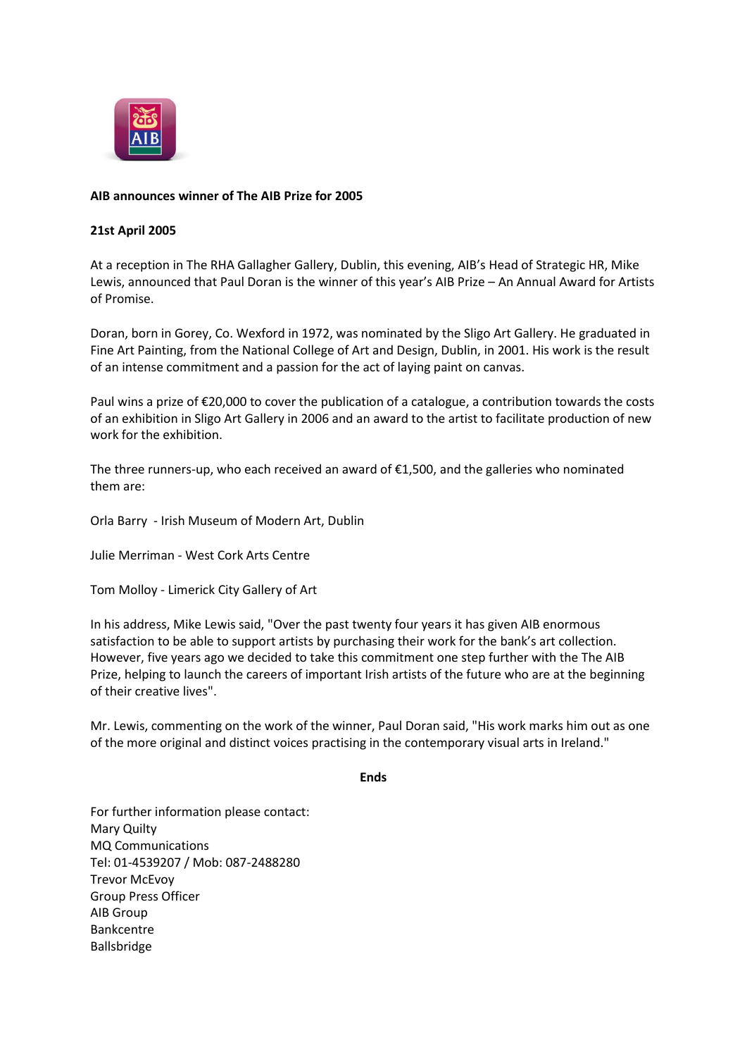**AIB announces winner of The AIB Prize for 2005**

**21st April 2005**

At a reception in The RHA Gallagher Gallery, Dublin, this evening, AIB's Head of Strategic HR, Mike Lewis, announced that Paul Doran is the winner of this year's AIB Prize – An Annual Award for Artists of Promise.

Doran, born in Gorey, Co. Wexford in 1972, was nominated by the Sligo Art Gallery. He graduated in Fine Art Painting, from the National College of Art and Design, Dublin, in 2001. His work is the result of an intense commitment and a passion for the act of laying paint on canvas.

Paul wins a prize of €20,000 to cover the publication of a catalogue, a contribution towards the costs of an exhibition in Sligo Art Gallery in 2006 and an award to the artist to facilitate production of new work for the exhibition.

The three runners-up, who each received an award of €1,500, and the galleries who nominated them are:

Orla Barry - Irish Museum of Modern Art, Dublin

Julie Merriman - West Cork Arts Centre

Tom Molloy - Limerick City Gallery of Art

In his address, Mike Lewis said, "Over the past twenty four years it has given AIB enormous satisfaction to be able to support artists by purchasing their work for the bank's art collection. However, five years ago we decided to take this commitment one step further with the The AIB Prize, helping to launch the careers of important Irish artists of the future who are at the beginning of their creative lives".

Mr. Lewis, commenting on the work of the winner, Paul Doran said, "His work marks him out as one of the more original and distinct voices practising in the contemporary visual arts in Ireland."

**Ends**

For further information please contact:
Mary Quilty
MQ Communications
Tel: 01-4539207 / Mob: 087-2488280
Trevor McEvoy
Group Press Officer
AIB Group
Bankcentre
Ballsbridge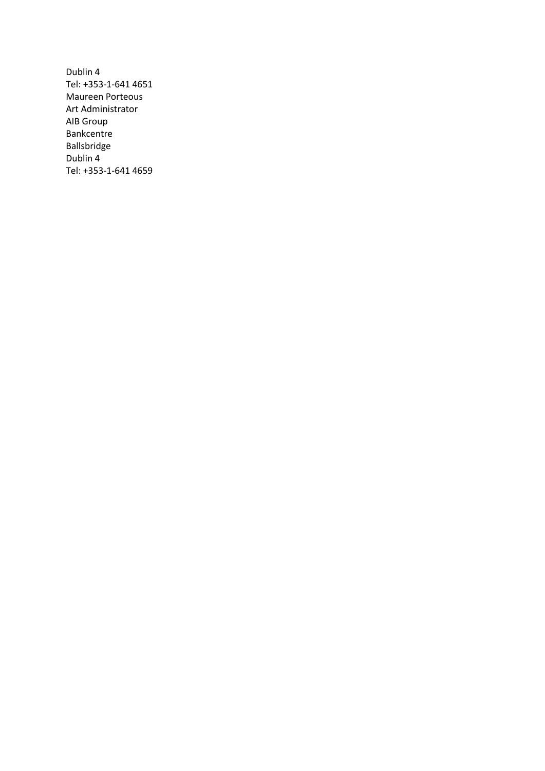Dublin 4
Tel: +353-1-641 4651
Maureen Porteous
Art Administrator
AIB Group
Bankcentre
Ballsbridge
Dublin 4
Tel: +353-1-641 4659